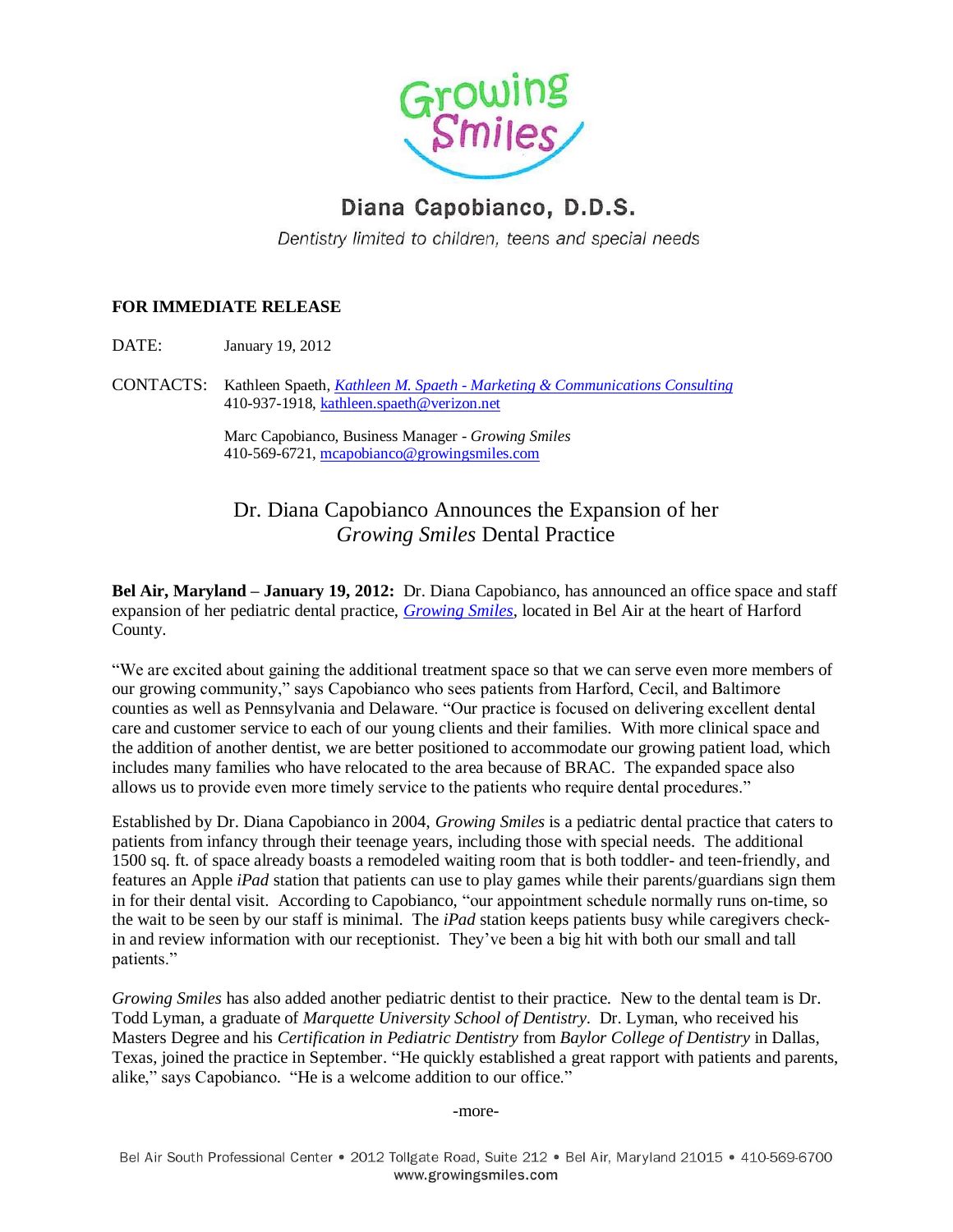Growing Smiles

Diana Capobianco, D.D.S.

*Dentistry limited to children, teens and special needs*

**FOR IMMEDIATE RELEASE**

DATE: January 19, 2012

CONTACTS: Kathleen Spaeth, *Kathleen M. Spaeth - Marketing & Communications Consulting*
410-937-1918, kathleen.spaeth@verizon.net

Marc Capobianco, Business Manager - *Growing Smiles*
410-569-6721, mcapobianco@growingsmiles.com

# Dr. Diana Capobianco Announces the Expansion of her *Growing Smiles* Dental Practice

**Bel Air, Maryland – January 19, 2012:** Dr. Diana Capobianco, has announced an office space and staff expansion of her pediatric dental practice, *Growing Smiles*, located in Bel Air at the heart of Harford County.

"We are excited about gaining the additional treatment space so that we can serve even more members of our growing community," says Capobianco who sees patients from Harford, Cecil, and Baltimore counties as well as Pennsylvania and Delaware. "Our practice is focused on delivering excellent dental care and customer service to each of our young clients and their families. With more clinical space and the addition of another dentist, we are better positioned to accommodate our growing patient load, which includes many families who have relocated to the area because of BRAC. The expanded space also allows us to provide even more timely service to the patients who require dental procedures."

Established by Dr. Diana Capobianco in 2004, *Growing Smiles* is a pediatric dental practice that caters to patients from infancy through their teenage years, including those with special needs. The additional 1500 sq. ft. of space already boasts a remodeled waiting room that is both toddler- and teen-friendly, and features an Apple *iPad* station that patients can use to play games while their parents/guardians sign them in for their dental visit. According to Capobianco, "our appointment schedule normally runs on-time, so the wait to be seen by our staff is minimal. The *iPad* station keeps patients busy while caregivers check-in and review information with our receptionist. They've been a big hit with both our small and tall patients."

*Growing Smiles* has also added another pediatric dentist to their practice. New to the dental team is Dr. Todd Lyman, a graduate of *Marquette University School of Dentistry*. Dr. Lyman, who received his Masters Degree and his *Certification in Pediatric Dentistry* from *Baylor College of Dentistry* in Dallas, Texas, joined the practice in September. "He quickly established a great rapport with patients and parents, alike," says Capobianco. "He is a welcome addition to our office."

-more-

Bel Air South Professional Center • 2012 Tollgate Road, Suite 212 • Bel Air, Maryland 21015 • 410-569-6700
www.growingsmiles.com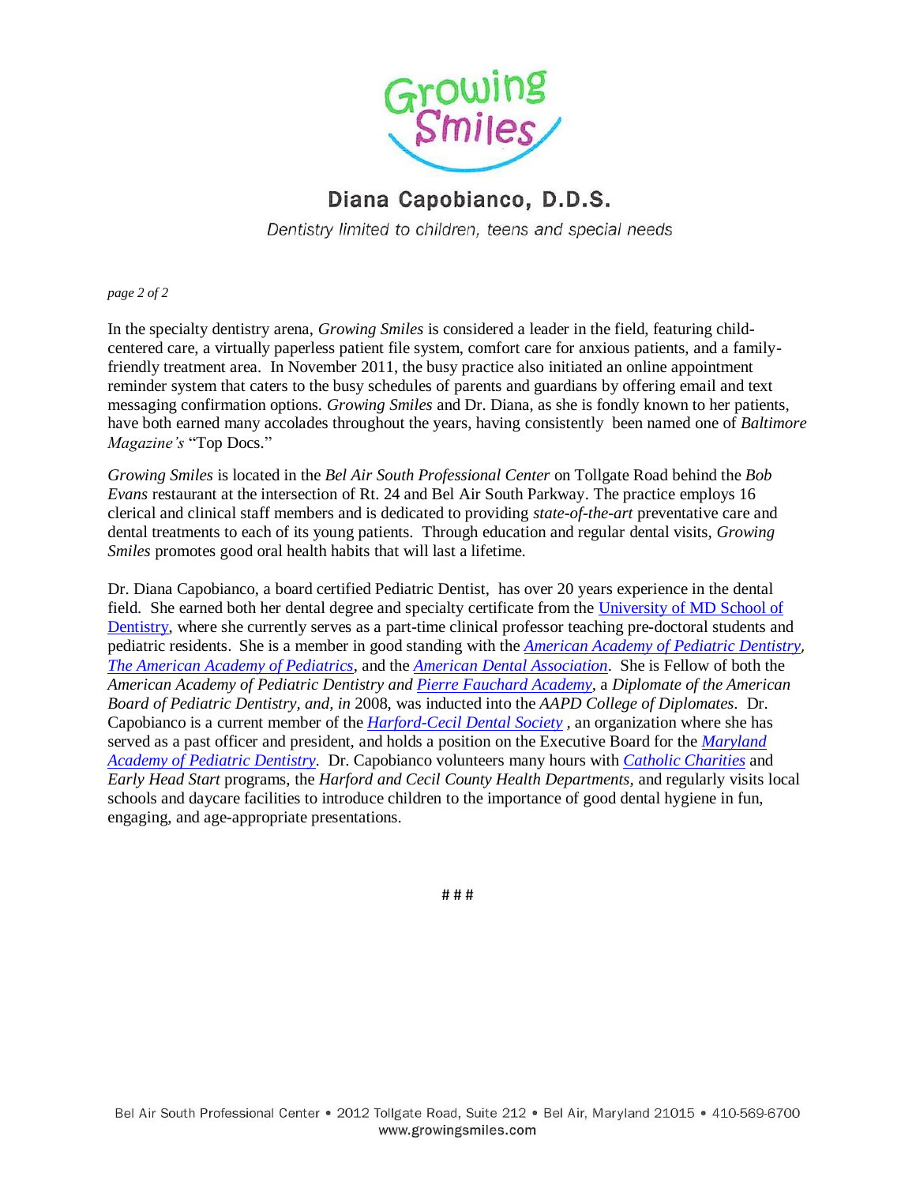Growing Smiles

**Diana Capobianco, D.D.S.**

*Dentistry limited to children, teens and special needs*

*page 2 of 2*

In the specialty dentistry arena, *Growing Smiles* is considered a leader in the field, featuring child-centered care, a virtually paperless patient file system, comfort care for anxious patients, and a family-friendly treatment area. In November 2011, the busy practice also initiated an online appointment reminder system that caters to the busy schedules of parents and guardians by offering email and text messaging confirmation options. *Growing Smiles* and Dr. Diana, as she is fondly known to her patients, have both earned many accolades throughout the years, having consistently been named one of *Baltimore Magazine's* "Top Docs."

*Growing Smiles* is located in the *Bel Air South Professional Center* on Tollgate Road behind the *Bob Evans* restaurant at the intersection of Rt. 24 and Bel Air South Parkway. The practice employs 16 clerical and clinical staff members and is dedicated to providing *state-of-the-art* preventative care and dental treatments to each of its young patients. Through education and regular dental visits, *Growing Smiles* promotes good oral health habits that will last a lifetime.

Dr. Diana Capobianco, a board certified Pediatric Dentist, has over 20 years experience in the dental field. She earned both her dental degree and specialty certificate from the University of MD School of Dentistry, where she currently serves as a part-time clinical professor teaching pre-doctoral students and pediatric residents. She is a member in good standing with the *American Academy of Pediatric Dentistry*, *The American Academy of Pediatrics*, and the *American Dental Association*. She is Fellow of both the *American Academy of Pediatric Dentistry and Pierre Fauchard Academy*, a *Diplomate of the American Board of Pediatric Dentistry, and, in* 2008, was inducted into the *AAPD College of Diplomates*. Dr. Capobianco is a current member of the *Harford-Cecil Dental Society* , an organization where she has served as a past officer and president, and holds a position on the Executive Board for the *Maryland Academy of Pediatric Dentistry*. Dr. Capobianco volunteers many hours with *Catholic Charities* and *Early Head Start* programs, the *Harford and Cecil County Health Departments*, and regularly visits local schools and daycare facilities to introduce children to the importance of good dental hygiene in fun, engaging, and age-appropriate presentations.

# # #

Bel Air South Professional Center • 2012 Tollgate Road, Suite 212 • Bel Air, Maryland 21015 • 410-569-6700
www.growingsmiles.com